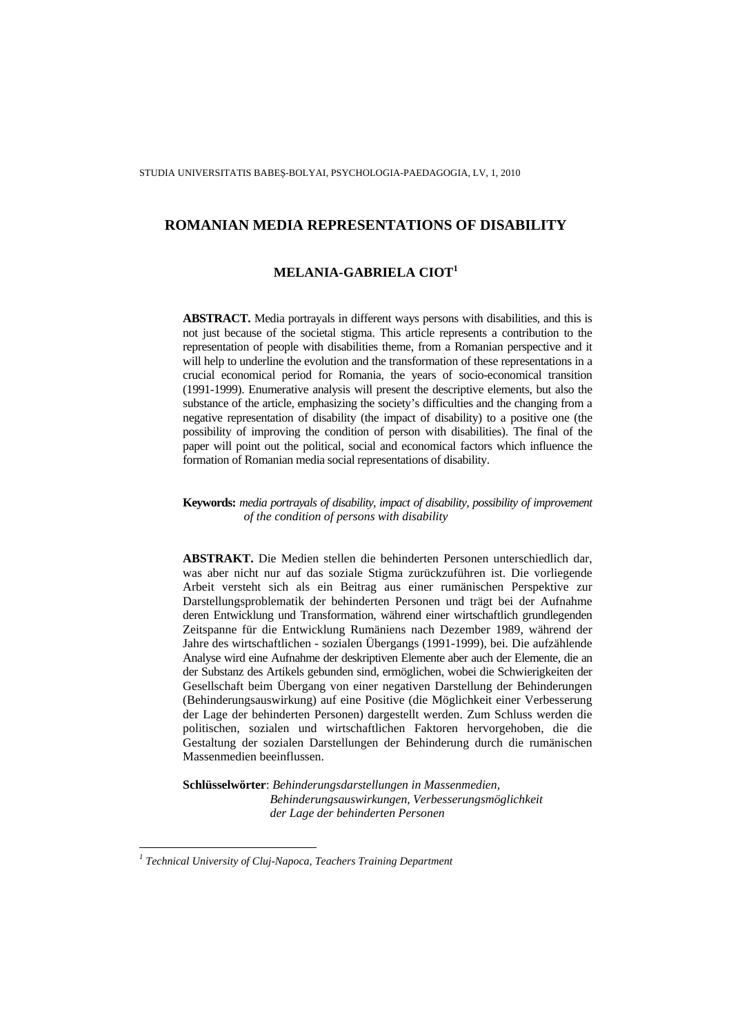# ROMANIAN MEDIA REPRESENTATIONS OF DISABILITY

## MELANIA-GABRIELA CIOT[1]

**ABSTRACT.** Media portrayals in different ways persons with disabilities, and this is not just because of the societal stigma. This article represents a contribution to the representation of people with disabilities theme, from a Romanian perspective and it will help to underline the evolution and the transformation of these representations in a crucial economical period for Romania, the years of socio-economical transition (1991-1999). Enumerative analysis will present the descriptive elements, but also the substance of the article, emphasizing the society's difficulties and the changing from a negative representation of disability (the impact of disability) to a positive one (the possibility of improving the condition of person with disabilities). The final of the paper will point out the political, social and economical factors which influence the formation of Romanian media social representations of disability.

**Keywords:** *media portrayals of disability, impact of disability, possibility of improvement of the condition of persons with disability*

**ABSTRAKT.** Die Medien stellen die behinderten Personen unterschiedlich dar, was aber nicht nur auf das soziale Stigma zurückzuführen ist. Die vorliegende Arbeit versteht sich als ein Beitrag aus einer rumänischen Perspektive zur Darstellungsproblematik der behinderten Personen und trägt bei der Aufnahme deren Entwicklung und Transformation, während einer wirtschaftlich grundlegenden Zeitspanne für die Entwicklung Rumäniens nach Dezember 1989, während der Jahre des wirtschaftlichen - sozialen Übergangs (1991-1999), bei. Die aufzählende Analyse wird eine Aufnahme der deskriptiven Elemente aber auch der Elemente, die an der Substanz des Artikels gebunden sind, ermöglichen, wobei die Schwierigkeiten der Gesellschaft beim Übergang von einer negativen Darstellung der Behinderungen (Behinderungsauswirkung) auf eine Positive (die Möglichkeit einer Verbesserung der Lage der behinderten Personen) dargestellt werden. Zum Schluss werden die politischen, sozialen und wirtschaftlichen Faktoren hervorgehoben, die die Gestaltung der sozialen Darstellungen der Behinderung durch die rumänischen Massenmedien beeinflussen.

**Schlüsselwörter**: *Behinderungsdarstellungen in Massenmedien, Behinderungsauswirkungen, Verbesserungsmöglichkeit der Lage der behinderten Personen*

[1] *Technical University of Cluj-Napoca, Teachers Training Department*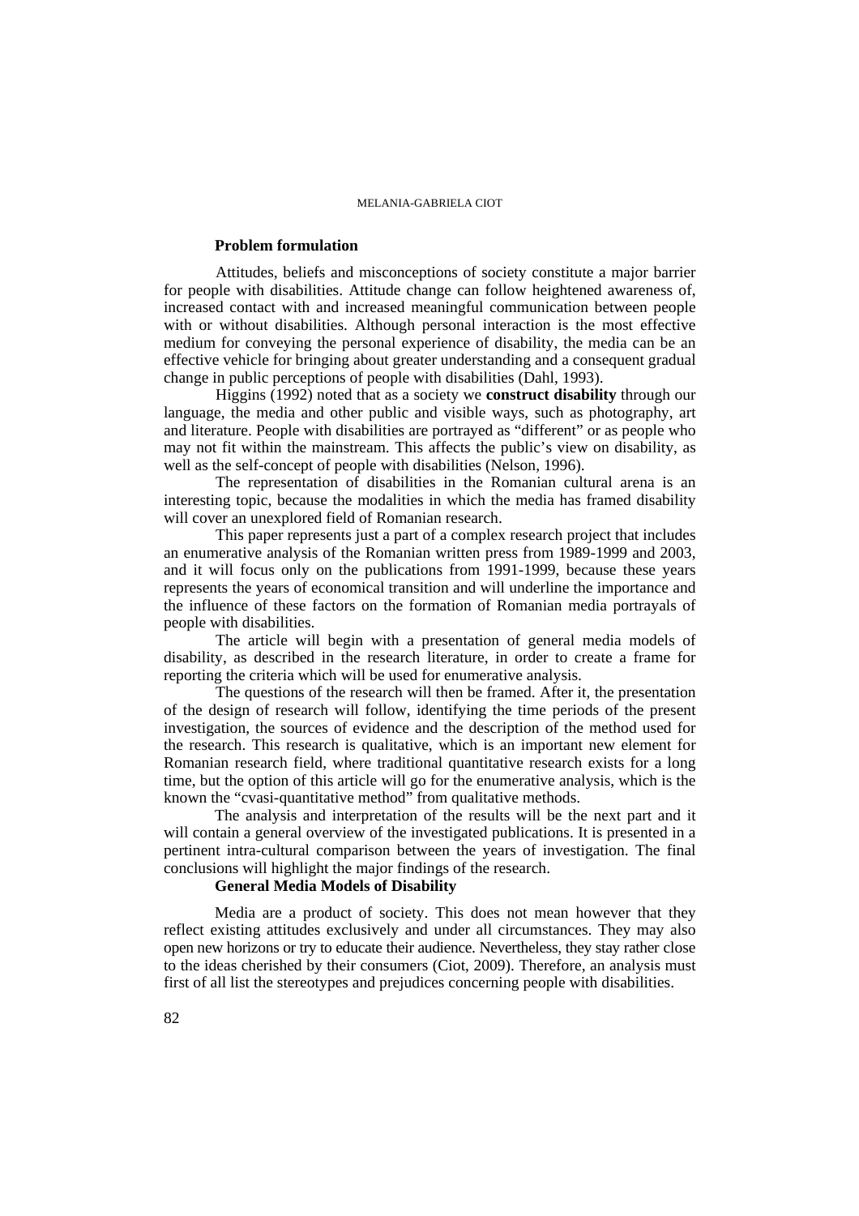## Problem formulation

Attitudes, beliefs and misconceptions of society constitute a major barrier for people with disabilities. Attitude change can follow heightened awareness of, increased contact with and increased meaningful communication between people with or without disabilities. Although personal interaction is the most effective medium for conveying the personal experience of disability, the media can be an effective vehicle for bringing about greater understanding and a consequent gradual change in public perceptions of people with disabilities (Dahl, 1993).

Higgins (1992) noted that as a society we **construct disability** through our language, the media and other public and visible ways, such as photography, art and literature. People with disabilities are portrayed as "different" or as people who may not fit within the mainstream. This affects the public's view on disability, as well as the self-concept of people with disabilities (Nelson, 1996).

The representation of disabilities in the Romanian cultural arena is an interesting topic, because the modalities in which the media has framed disability will cover an unexplored field of Romanian research.

This paper represents just a part of a complex research project that includes an enumerative analysis of the Romanian written press from 1989-1999 and 2003, and it will focus only on the publications from 1991-1999, because these years represents the years of economical transition and will underline the importance and the influence of these factors on the formation of Romanian media portrayals of people with disabilities.

The article will begin with a presentation of general media models of disability, as described in the research literature, in order to create a frame for reporting the criteria which will be used for enumerative analysis.

The questions of the research will then be framed. After it, the presentation of the design of research will follow, identifying the time periods of the present investigation, the sources of evidence and the description of the method used for the research. This research is qualitative, which is an important new element for Romanian research field, where traditional quantitative research exists for a long time, but the option of this article will go for the enumerative analysis, which is the known the "cvasi-quantitative method" from qualitative methods.

The analysis and interpretation of the results will be the next part and it will contain a general overview of the investigated publications. It is presented in a pertinent intra-cultural comparison between the years of investigation. The final conclusions will highlight the major findings of the research.

## General Media Models of Disability

Media are a product of society. This does not mean however that they reflect existing attitudes exclusively and under all circumstances. They may also open new horizons or try to educate their audience. Nevertheless, they stay rather close to the ideas cherished by their consumers (Ciot, 2009). Therefore, an analysis must first of all list the stereotypes and prejudices concerning people with disabilities.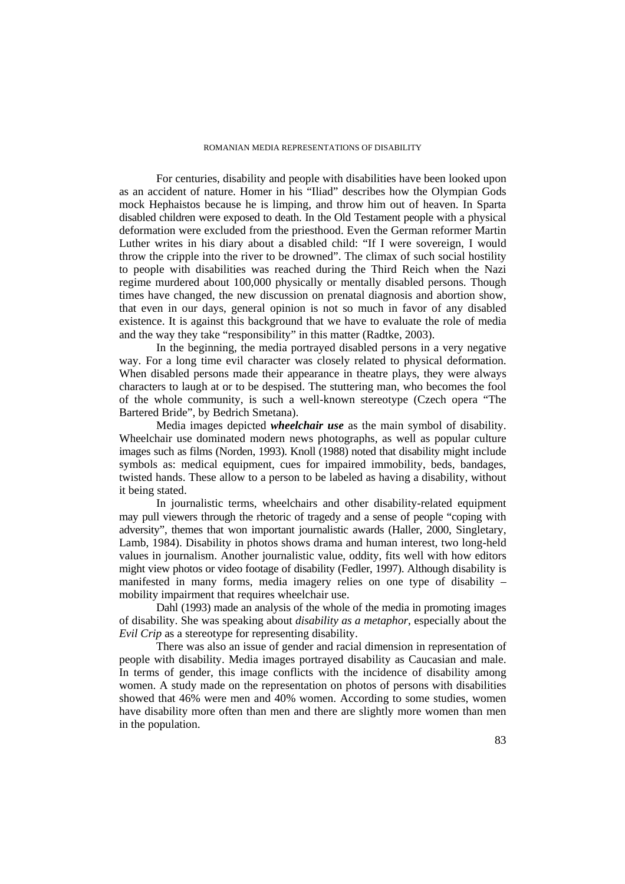For centuries, disability and people with disabilities have been looked upon as an accident of nature. Homer in his "Iliad" describes how the Olympian Gods mock Hephaistos because he is limping, and throw him out of heaven. In Sparta disabled children were exposed to death. In the Old Testament people with a physical deformation were excluded from the priesthood. Even the German reformer Martin Luther writes in his diary about a disabled child: "If I were sovereign, I would throw the cripple into the river to be drowned". The climax of such social hostility to people with disabilities was reached during the Third Reich when the Nazi regime murdered about 100,000 physically or mentally disabled persons. Though times have changed, the new discussion on prenatal diagnosis and abortion show, that even in our days, general opinion is not so much in favor of any disabled existence. It is against this background that we have to evaluate the role of media and the way they take "responsibility" in this matter (Radtke, 2003).

In the beginning, the media portrayed disabled persons in a very negative way. For a long time evil character was closely related to physical deformation. When disabled persons made their appearance in theatre plays, they were always characters to laugh at or to be despised. The stuttering man, who becomes the fool of the whole community, is such a well-known stereotype (Czech opera "The Bartered Bride", by Bedrich Smetana).

Media images depicted ***wheelchair use*** as the main symbol of disability. Wheelchair use dominated modern news photographs, as well as popular culture images such as films (Norden, 1993). Knoll (1988) noted that disability might include symbols as: medical equipment, cues for impaired immobility, beds, bandages, twisted hands. These allow to a person to be labeled as having a disability, without it being stated.

In journalistic terms, wheelchairs and other disability-related equipment may pull viewers through the rhetoric of tragedy and a sense of people "coping with adversity", themes that won important journalistic awards (Haller, 2000, Singletary, Lamb, 1984). Disability in photos shows drama and human interest, two long-held values in journalism. Another journalistic value, oddity, fits well with how editors might view photos or video footage of disability (Fedler, 1997). Although disability is manifested in many forms, media imagery relies on one type of disability – mobility impairment that requires wheelchair use.

Dahl (1993) made an analysis of the whole of the media in promoting images of disability. She was speaking about *disability as a metaphor*, especially about the *Evil Crip* as a stereotype for representing disability.

There was also an issue of gender and racial dimension in representation of people with disability. Media images portrayed disability as Caucasian and male. In terms of gender, this image conflicts with the incidence of disability among women. A study made on the representation on photos of persons with disabilities showed that 46% were men and 40% women. According to some studies, women have disability more often than men and there are slightly more women than men in the population.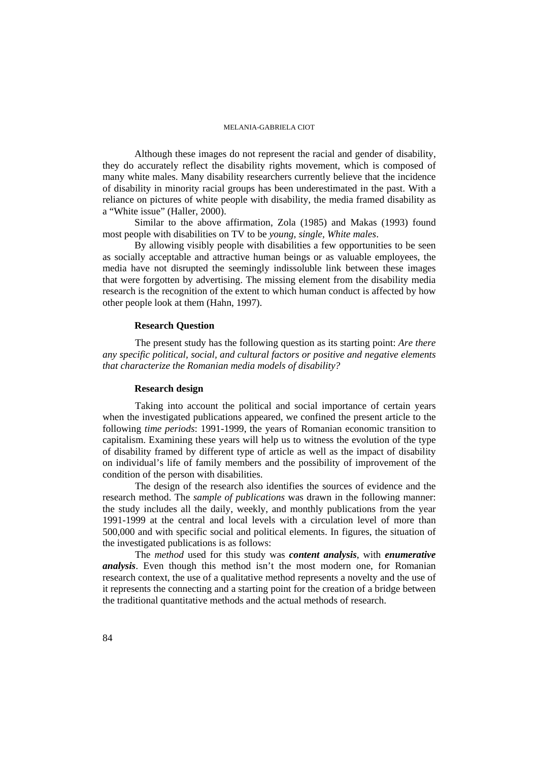Although these images do not represent the racial and gender of disability, they do accurately reflect the disability rights movement, which is composed of many white males. Many disability researchers currently believe that the incidence of disability in minority racial groups has been underestimated in the past. With a reliance on pictures of white people with disability, the media framed disability as a "White issue" (Haller, 2000).

Similar to the above affirmation, Zola (1985) and Makas (1993) found most people with disabilities on TV to be *young, single, White males*.

By allowing visibly people with disabilities a few opportunities to be seen as socially acceptable and attractive human beings or as valuable employees, the media have not disrupted the seemingly indissoluble link between these images that were forgotten by advertising. The missing element from the disability media research is the recognition of the extent to which human conduct is affected by how other people look at them (Hahn, 1997).

**Research Question**

The present study has the following question as its starting point: *Are there any specific political, social, and cultural factors or positive and negative elements that characterize the Romanian media models of disability?*

**Research design**

Taking into account the political and social importance of certain years when the investigated publications appeared, we confined the present article to the following *time periods*: 1991-1999, the years of Romanian economic transition to capitalism. Examining these years will help us to witness the evolution of the type of disability framed by different type of article as well as the impact of disability on individual's life of family members and the possibility of improvement of the condition of the person with disabilities.

The design of the research also identifies the sources of evidence and the research method. The *sample of publications* was drawn in the following manner: the study includes all the daily, weekly, and monthly publications from the year 1991-1999 at the central and local levels with a circulation level of more than 500,000 and with specific social and political elements. In figures, the situation of the investigated publications is as follows:

The *method* used for this study was ***content analysis***, with ***enumerative analysis***. Even though this method isn't the most modern one, for Romanian research context, the use of a qualitative method represents a novelty and the use of it represents the connecting and a starting point for the creation of a bridge between the traditional quantitative methods and the actual methods of research.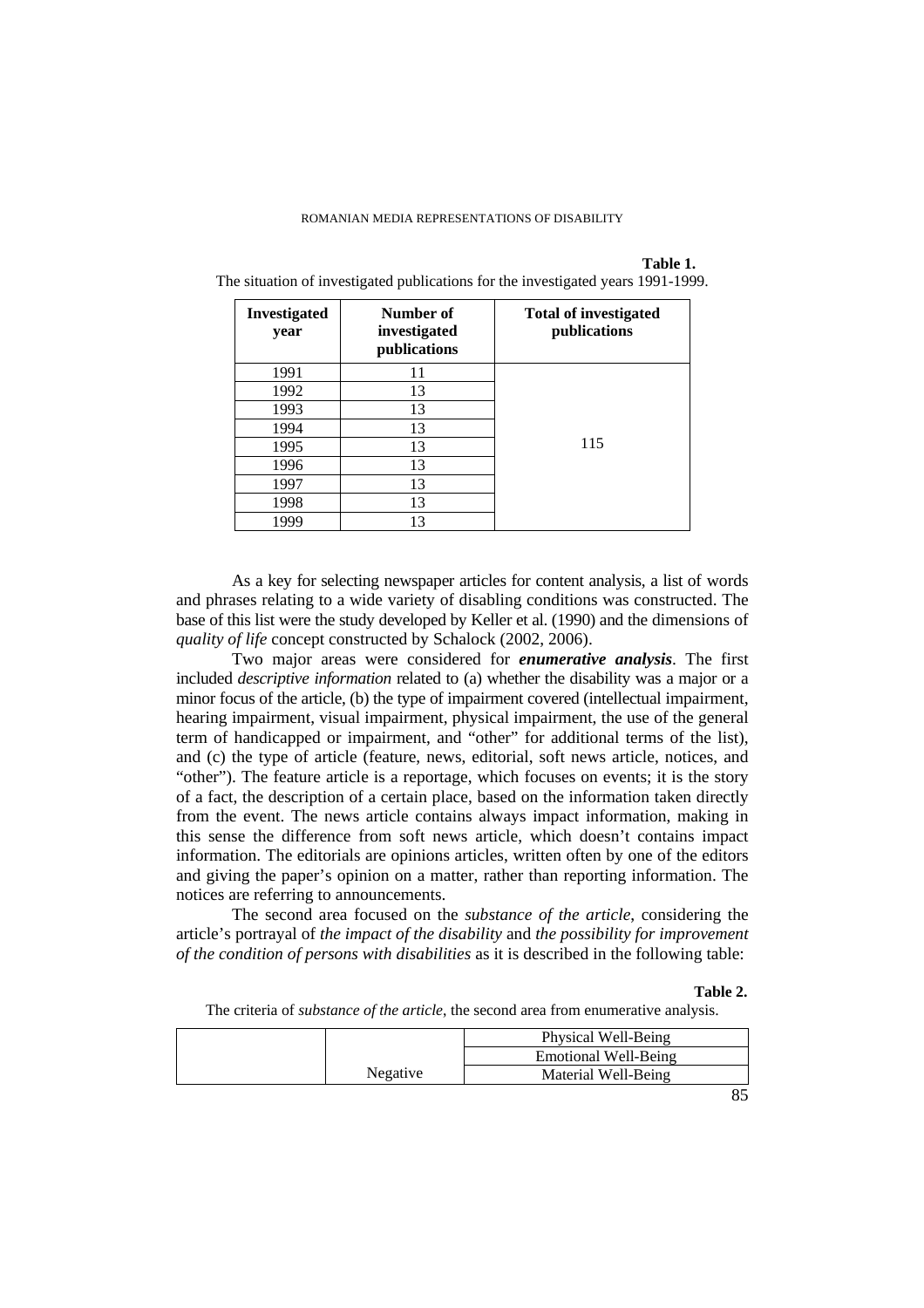**Table 1.**

The situation of investigated publications for the investigated years 1991-1999.

| Investigated year | Number of investigated publications | Total of investigated publications |
|---|---|---|
| 1991 | 11 | 115 |
| 1992 | 13 | |
| 1993 | 13 | |
| 1994 | 13 | |
| 1995 | 13 | |
| 1996 | 13 | |
| 1997 | 13 | |
| 1998 | 13 | |
| 1999 | 13 | |

As a key for selecting newspaper articles for content analysis, a list of words and phrases relating to a wide variety of disabling conditions was constructed. The base of this list were the study developed by Keller et al. (1990) and the dimensions of *quality of life* concept constructed by Schalock (2002, 2006).

Two major areas were considered for ***enumerative analysis***. The first included *descriptive information* related to (a) whether the disability was a major or a minor focus of the article, (b) the type of impairment covered (intellectual impairment, hearing impairment, visual impairment, physical impairment, the use of the general term of handicapped or impairment, and "other" for additional terms of the list), and (c) the type of article (feature, news, editorial, soft news article, notices, and "other"). The feature article is a reportage, which focuses on events; it is the story of a fact, the description of a certain place, based on the information taken directly from the event. The news article contains always impact information, making in this sense the difference from soft news article, which doesn't contains impact information. The editorials are opinions articles, written often by one of the editors and giving the paper's opinion on a matter, rather than reporting information. The notices are referring to announcements.

The second area focused on the *substance of the article*, considering the article's portrayal of *the impact of the disability* and *the possibility for improvement of the condition of persons with disabilities* as it is described in the following table:

**Table 2.**

The criteria of *substance of the article*, the second area from enumerative analysis.

| | | |
|---|---|---|
| | | Physical Well-Being |
| | | Emotional Well-Being |
| | Negative | Material Well-Being |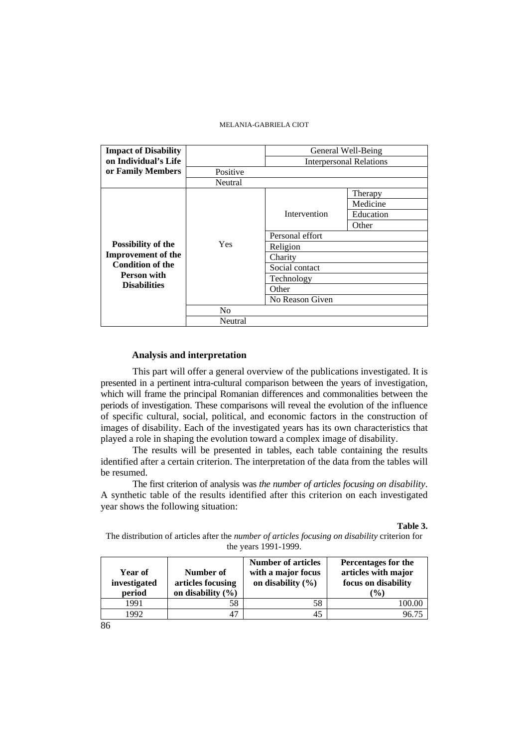| Impact of Disability on Individual's Life or Family Members | | General Well-Being | |
|---|---|---|---|
| | | Interpersonal Relations | |
| | Positive | | |
| | Neutral | | |
| **Possibility of the Improvement of the Condition of the Person with Disabilities** | Yes | Intervention | Therapy |
| | | | Medicine |
| | | | Education |
| | | | Other |
| | | Personal effort | |
| | | Religion | |
| | | Charity | |
| | | Social contact | |
| | | Technology | |
| | | Other | |
| | | No Reason Given | |
| | No | | |
| | Neutral | | |

**Analysis and interpretation**

This part will offer a general overview of the publications investigated. It is presented in a pertinent intra-cultural comparison between the years of investigation, which will frame the principal Romanian differences and commonalities between the periods of investigation. These comparisons will reveal the evolution of the influence of specific cultural, social, political, and economic factors in the construction of images of disability. Each of the investigated years has its own characteristics that played a role in shaping the evolution toward a complex image of disability.

The results will be presented in tables, each table containing the results identified after a certain criterion. The interpretation of the data from the tables will be resumed.

The first criterion of analysis was *the number of articles focusing on disability*. A synthetic table of the results identified after this criterion on each investigated year shows the following situation:

**Table 3.**

The distribution of articles after the *number of articles focusing on disability* criterion for the years 1991-1999.

| Year of investigated period | Number of articles focusing on disability (%) | Number of articles with a major focus on disability (%) | Percentages for the articles with major focus on disability (%) |
|---|---|---|---|
| 1991 | 58 | 58 | 100.00 |
| 1992 | 47 | 45 | 96.75 |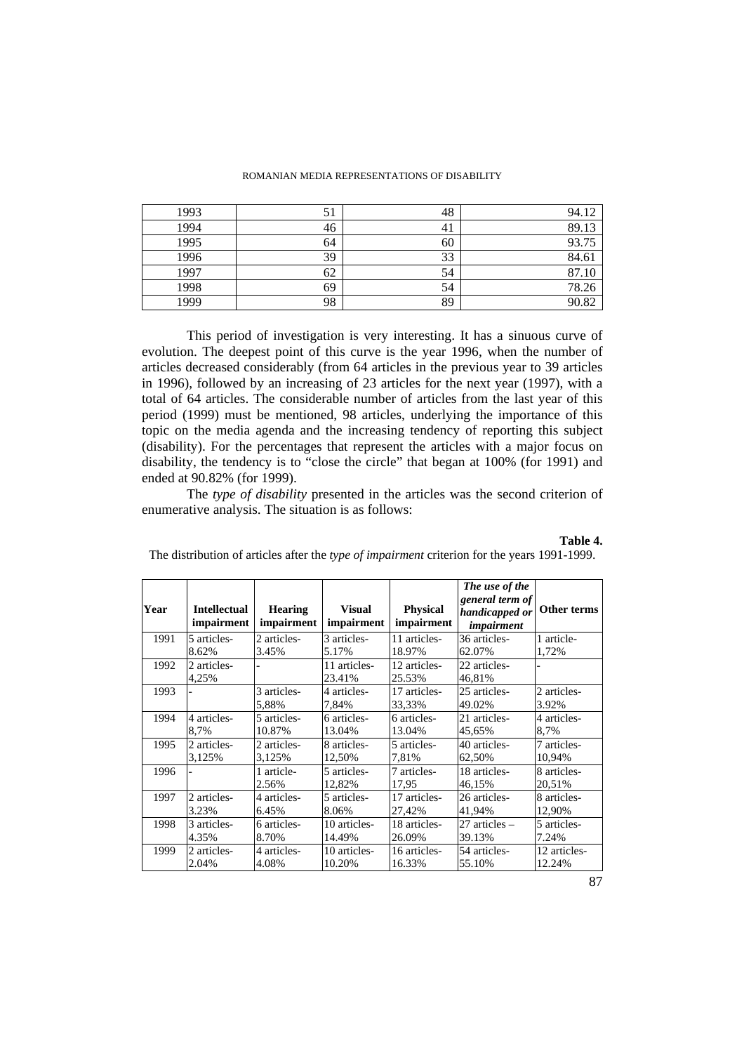| 1993 | 51 | 48 | 94.12 |
|---|---|---|---|
| 1994 | 46 | 41 | 89.13 |
| 1995 | 64 | 60 | 93.75 |
| 1996 | 39 | 33 | 84.61 |
| 1997 | 62 | 54 | 87.10 |
| 1998 | 69 | 54 | 78.26 |
| 1999 | 98 | 89 | 90.82 |

This period of investigation is very interesting. It has a sinuous curve of evolution. The deepest point of this curve is the year 1996, when the number of articles decreased considerably (from 64 articles in the previous year to 39 articles in 1996), followed by an increasing of 23 articles for the next year (1997), with a total of 64 articles. The considerable number of articles from the last year of this period (1999) must be mentioned, 98 articles, underlying the importance of this topic on the media agenda and the increasing tendency of reporting this subject (disability). For the percentages that represent the articles with a major focus on disability, the tendency is to "close the circle" that began at 100% (for 1991) and ended at 90.82% (for 1999).

The *type of disability* presented in the articles was the second criterion of enumerative analysis. The situation is as follows:

**Table 4.**

The distribution of articles after the *type of impairment* criterion for the years 1991-1999.

| Year | Intellectual impairment | Hearing impairment | Visual impairment | Physical impairment | *The use of the general term of handicapped or impairment* | Other terms |
|---|---|---|---|---|---|---|
| 1991 | 5 articles-8.62% | 2 articles-3.45% | 3 articles-5.17% | 11 articles-18.97% | 36 articles-62.07% | 1 article-1,72% |
| 1992 | 2 articles-4,25% | - | 11 articles-23.41% | 12 articles-25.53% | 22 articles-46,81% | - |
| 1993 | - | 3 articles-5,88% | 4 articles-7,84% | 17 articles-33,33% | 25 articles-49.02% | 2 articles-3.92% |
| 1994 | 4 articles-8,7% | 5 articles-10.87% | 6 articles-13.04% | 6 articles-13.04% | 21 articles-45,65% | 4 articles-8,7% |
| 1995 | 2 articles-3,125% | 2 articles-3,125% | 8 articles-12,50% | 5 articles-7,81% | 40 articles-62,50% | 7 articles-10,94% |
| 1996 | - | 1 article-2.56% | 5 articles-12,82% | 7 articles-17,95 | 18 articles-46,15% | 8 articles-20,51% |
| 1997 | 2 articles-3.23% | 4 articles-6.45% | 5 articles-8.06% | 17 articles-27,42% | 26 articles-41,94% | 8 articles-12,90% |
| 1998 | 3 articles-4.35% | 6 articles-8.70% | 10 articles-14.49% | 18 articles-26.09% | 27 articles – 39.13% | 5 articles-7.24% |
| 1999 | 2 articles-2.04% | 4 articles-4.08% | 10 articles-10.20% | 16 articles-16.33% | 54 articles-55.10% | 12 articles-12.24% |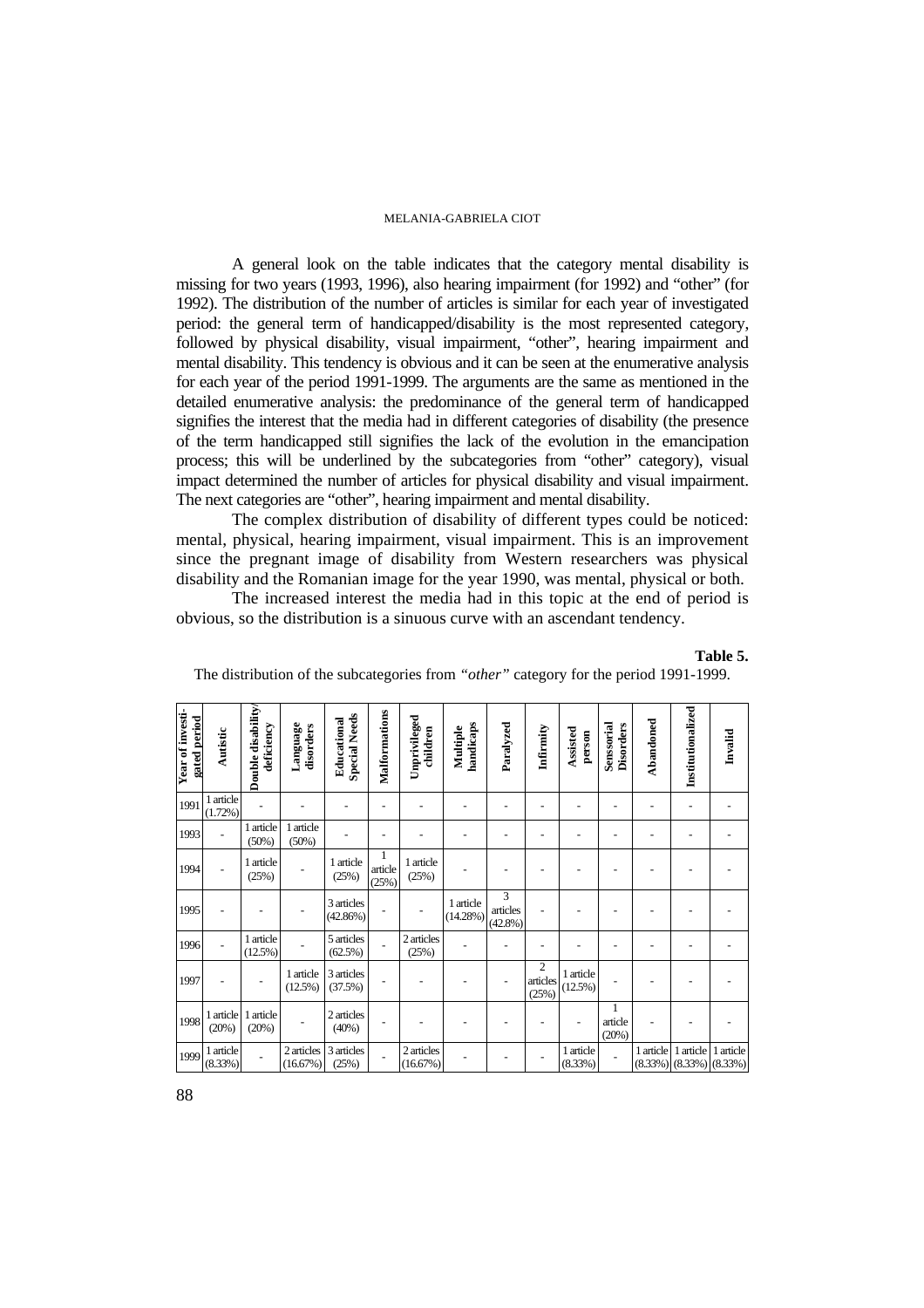A general look on the table indicates that the category mental disability is missing for two years (1993, 1996), also hearing impairment (for 1992) and "other" (for 1992). The distribution of the number of articles is similar for each year of investigated period: the general term of handicapped/disability is the most represented category, followed by physical disability, visual impairment, "other", hearing impairment and mental disability. This tendency is obvious and it can be seen at the enumerative analysis for each year of the period 1991-1999. The arguments are the same as mentioned in the detailed enumerative analysis: the predominance of the general term of handicapped signifies the interest that the media had in different categories of disability (the presence of the term handicapped still signifies the lack of the evolution in the emancipation process; this will be underlined by the subcategories from "other" category), visual impact determined the number of articles for physical disability and visual impairment. The next categories are "other", hearing impairment and mental disability.

The complex distribution of disability of different types could be noticed: mental, physical, hearing impairment, visual impairment. This is an improvement since the pregnant image of disability from Western researchers was physical disability and the Romanian image for the year 1990, was mental, physical or both.

The increased interest the media had in this topic at the end of period is obvious, so the distribution is a sinuous curve with an ascendant tendency.

**Table 5.**

The distribution of the subcategories from *"other"* category for the period 1991-1999.

| Year of investigated period | Autistic | Double disability/ deficiency | Language disorders | Educational Special Needs | Malformations | Unprivileged children | Multiple handicaps | Paralyzed | Infirmity | Assisted person | Senssorial Disorders | Abandoned | Institutionalized | Invalid |
|---|---|---|---|---|---|---|---|---|---|---|---|---|---|---|
| 1991 | 1 article (1.72%) | - | - | - | - | - | - | - | - | - | - | - | - | - |
| 1993 | - | 1 article (50%) | 1 article (50%) | - | - | - | - | - | - | - | - | - | - | - |
| 1994 | - | 1 article (25%) | - | 1 article (25%) | 1 article (25%) | 1 article (25%) | - | - | - | - | - | - | - | - |
| 1995 | - | - | - | 3 articles (42.86%) | - | - | 1 article (14.28%) | 3 articles (42.8%) | - | - | - | - | - | - |
| 1996 | - | 1 article (12.5%) | - | 5 articles (62.5%) | - | 2 articles (25%) | - | - | - | - | - | - | - | - |
| 1997 | - | - | 1 article (12.5%) | 3 articles (37.5%) | - | - | - | - | 2 articles (25%) | 1 article (12.5%) | - | - | - | - |
| 1998 | 1 article (20%) | 1 article (20%) | - | 2 articles (40%) | - | - | - | - | - | - | 1 article (20%) | - | - | - |
| 1999 | 1 article (8.33%) | - | 2 articles (16.67%) | 3 articles (25%) | - | 2 articles (16.67%) | - | - | - | 1 article (8.33%) | - | 1 article (8.33%) | 1 article (8.33%) | 1 article (8.33%) |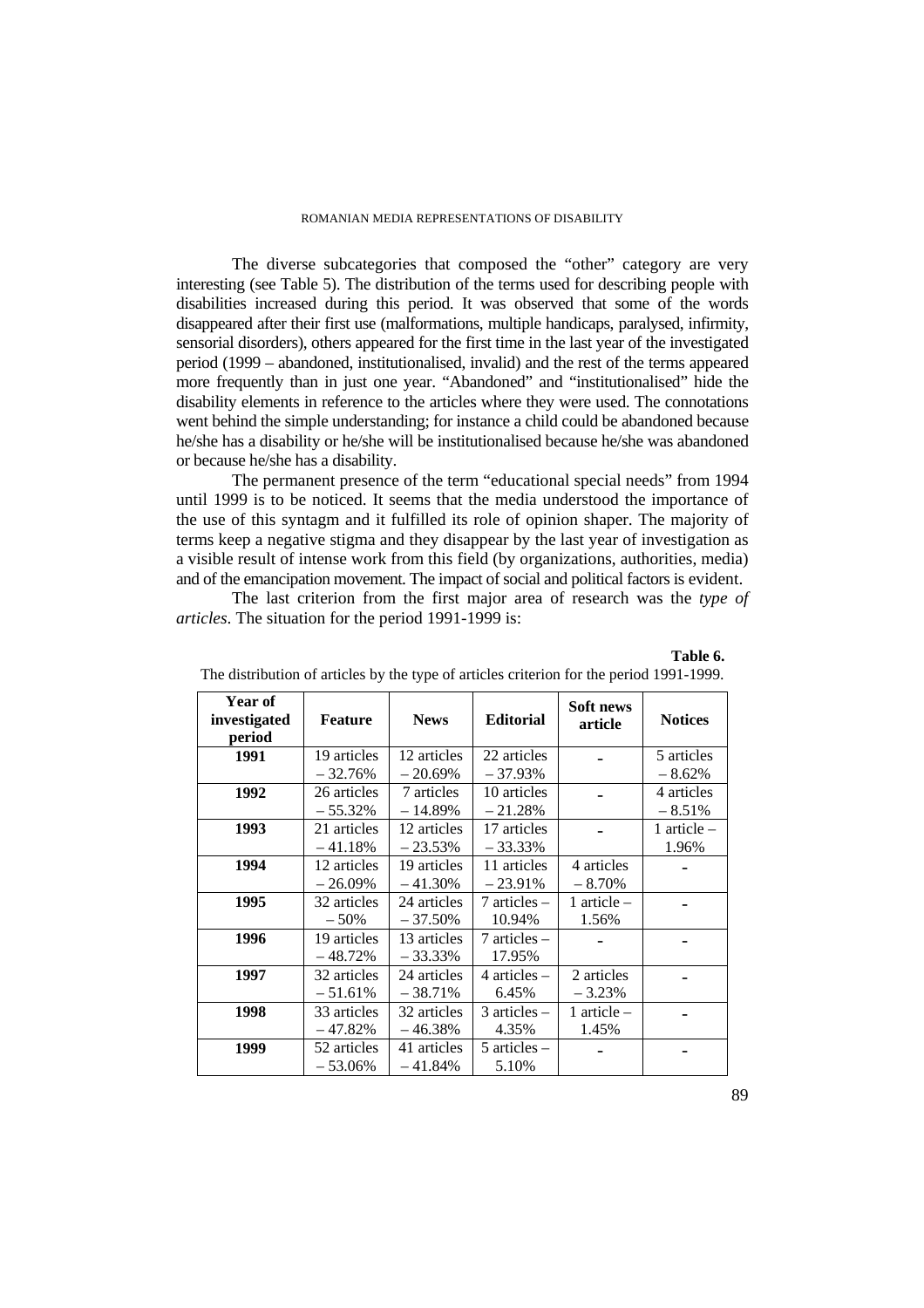The diverse subcategories that composed the "other" category are very interesting (see Table 5). The distribution of the terms used for describing people with disabilities increased during this period. It was observed that some of the words disappeared after their first use (malformations, multiple handicaps, paralysed, infirmity, sensorial disorders), others appeared for the first time in the last year of the investigated period (1999 – abandoned, institutionalised, invalid) and the rest of the terms appeared more frequently than in just one year. "Abandoned" and "institutionalised" hide the disability elements in reference to the articles where they were used. The connotations went behind the simple understanding; for instance a child could be abandoned because he/she has a disability or he/she will be institutionalised because he/she was abandoned or because he/she has a disability.

The permanent presence of the term "educational special needs" from 1994 until 1999 is to be noticed. It seems that the media understood the importance of the use of this syntagm and it fulfilled its role of opinion shaper. The majority of terms keep a negative stigma and they disappear by the last year of investigation as a visible result of intense work from this field (by organizations, authorities, media) and of the emancipation movement. The impact of social and political factors is evident.

The last criterion from the first major area of research was the *type of articles*. The situation for the period 1991-1999 is:

**Table 6.**

The distribution of articles by the type of articles criterion for the period 1991-1999.

| Year of investigated period | Feature | News | Editorial | Soft news article | Notices |
|---|---|---|---|---|---|
| **1991** | 19 articles – 32.76% | 12 articles – 20.69% | 22 articles – 37.93% | - | 5 articles – 8.62% |
| **1992** | 26 articles – 55.32% | 7 articles – 14.89% | 10 articles – 21.28% | - | 4 articles – 8.51% |
| **1993** | 21 articles – 41.18% | 12 articles – 23.53% | 17 articles – 33.33% | - | 1 article – 1.96% |
| **1994** | 12 articles – 26.09% | 19 articles – 41.30% | 11 articles – 23.91% | 4 articles – 8.70% | - |
| **1995** | 32 articles – 50% | 24 articles – 37.50% | 7 articles – 10.94% | 1 article – 1.56% | - |
| **1996** | 19 articles – 48.72% | 13 articles – 33.33% | 7 articles – 17.95% | - | - |
| **1997** | 32 articles – 51.61% | 24 articles – 38.71% | 4 articles – 6.45% | 2 articles – 3.23% | - |
| **1998** | 33 articles – 47.82% | 32 articles – 46.38% | 3 articles – 4.35% | 1 article – 1.45% | - |
| **1999** | 52 articles – 53.06% | 41 articles – 41.84% | 5 articles – 5.10% | - | - |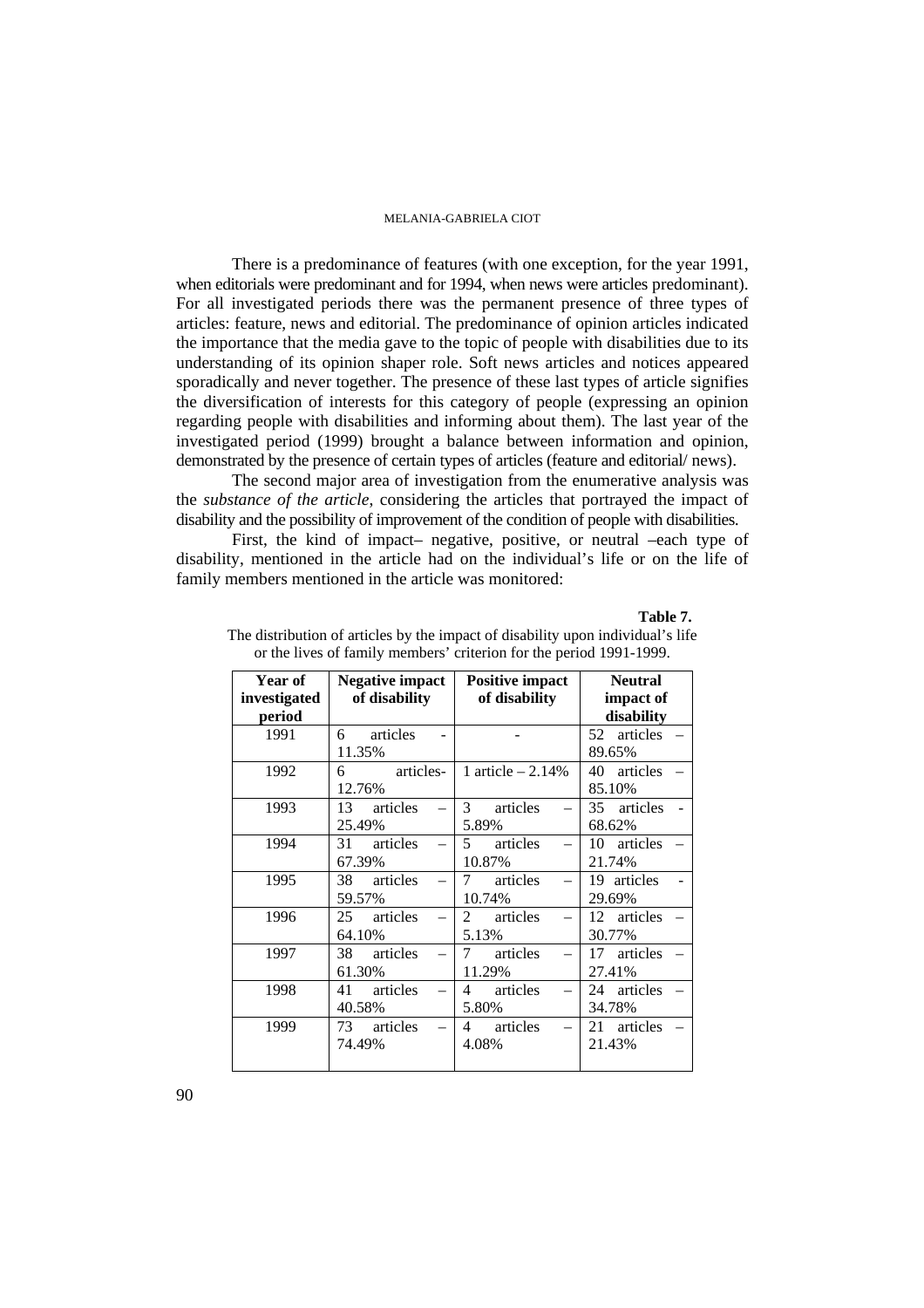There is a predominance of features (with one exception, for the year 1991, when editorials were predominant and for 1994, when news were articles predominant). For all investigated periods there was the permanent presence of three types of articles: feature, news and editorial. The predominance of opinion articles indicated the importance that the media gave to the topic of people with disabilities due to its understanding of its opinion shaper role. Soft news articles and notices appeared sporadically and never together. The presence of these last types of article signifies the diversification of interests for this category of people (expressing an opinion regarding people with disabilities and informing about them). The last year of the investigated period (1999) brought a balance between information and opinion, demonstrated by the presence of certain types of articles (feature and editorial/ news).

The second major area of investigation from the enumerative analysis was the *substance of the article*, considering the articles that portrayed the impact of disability and the possibility of improvement of the condition of people with disabilities.

First, the kind of impact– negative, positive, or neutral –each type of disability, mentioned in the article had on the individual's life or on the life of family members mentioned in the article was monitored:

**Table 7.**

The distribution of articles by the impact of disability upon individual's life or the lives of family members' criterion for the period 1991-1999.

| Year of investigated period | Negative impact of disability | Positive impact of disability | Neutral impact of disability |
|---|---|---|---|
| 1991 | 6 articles - 11.35% | - | 52 articles – 89.65% |
| 1992 | 6 articles- 12.76% | 1 article – 2.14% | 40 articles – 85.10% |
| 1993 | 13 articles – 25.49% | 3 articles – 5.89% | 35 articles - 68.62% |
| 1994 | 31 articles – 67.39% | 5 articles – 10.87% | 10 articles – 21.74% |
| 1995 | 38 articles – 59.57% | 7 articles – 10.74% | 19 articles - 29.69% |
| 1996 | 25 articles – 64.10% | 2 articles – 5.13% | 12 articles – 30.77% |
| 1997 | 38 articles – 61.30% | 7 articles – 11.29% | 17 articles – 27.41% |
| 1998 | 41 articles – 40.58% | 4 articles – 5.80% | 24 articles – 34.78% |
| 1999 | 73 articles – 74.49% | 4 articles – 4.08% | 21 articles – 21.43% |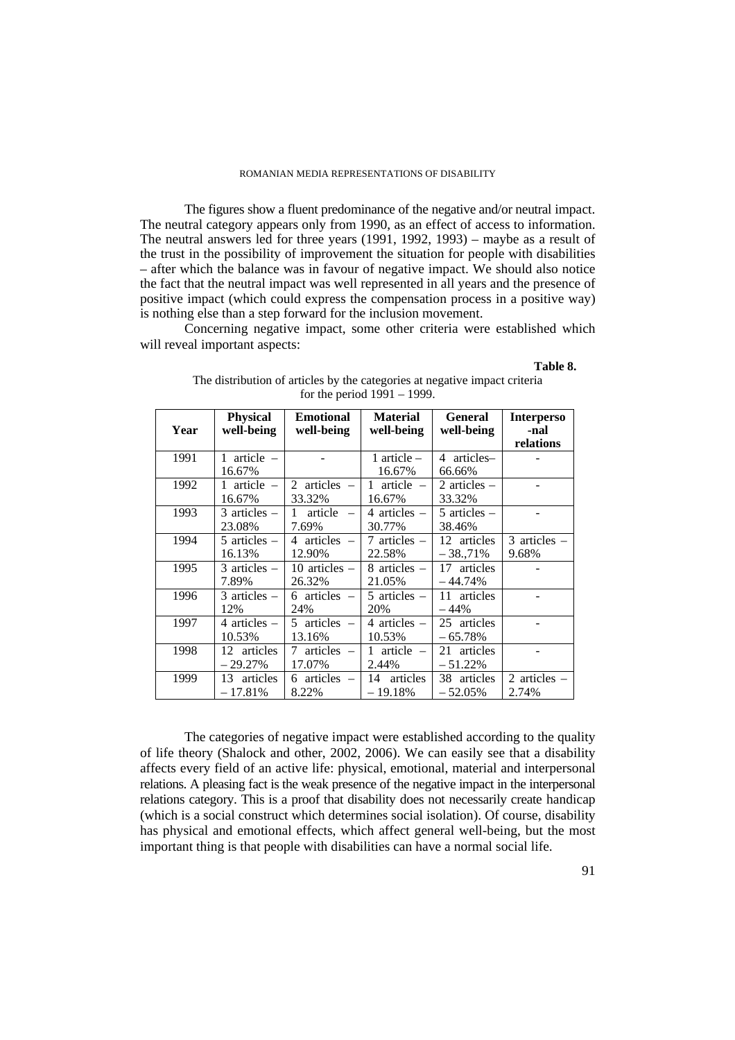The figures show a fluent predominance of the negative and/or neutral impact. The neutral category appears only from 1990, as an effect of access to information. The neutral answers led for three years (1991, 1992, 1993) – maybe as a result of the trust in the possibility of improvement the situation for people with disabilities – after which the balance was in favour of negative impact. We should also notice the fact that the neutral impact was well represented in all years and the presence of positive impact (which could express the compensation process in a positive way) is nothing else than a step forward for the inclusion movement.

Concerning negative impact, some other criteria were established which will reveal important aspects:

**Table 8.**

The distribution of articles by the categories at negative impact criteria for the period 1991 – 1999.

| Year | Physical well-being | Emotional well-being | Material well-being | General well-being | Interperso -nal relations |
|---|---|---|---|---|---|
| 1991 | 1 article – 16.67% | - | 1 article – 16.67% | 4 articles– 66.66% | - |
| 1992 | 1 article – 16.67% | 2 articles – 33.32% | 1 article – 16.67% | 2 articles – 33.32% | - |
| 1993 | 3 articles – 23.08% | 1 article – 7.69% | 4 articles – 30.77% | 5 articles – 38.46% | - |
| 1994 | 5 articles – 16.13% | 4 articles – 12.90% | 7 articles – 22.58% | 12 articles – 38.,71% | 3 articles – 9.68% |
| 1995 | 3 articles – 7.89% | 10 articles – 26.32% | 8 articles – 21.05% | 17 articles – 44.74% | - |
| 1996 | 3 articles – 12% | 6 articles – 24% | 5 articles – 20% | 11 articles – 44% | - |
| 1997 | 4 articles – 10.53% | 5 articles – 13.16% | 4 articles – 10.53% | 25 articles – 65.78% | - |
| 1998 | 12 articles – 29.27% | 7 articles – 17.07% | 1 article – 2.44% | 21 articles – 51.22% | - |
| 1999 | 13 articles – 17.81% | 6 articles – 8.22% | 14 articles – 19.18% | 38 articles – 52.05% | 2 articles – 2.74% |

The categories of negative impact were established according to the quality of life theory (Shalock and other, 2002, 2006). We can easily see that a disability affects every field of an active life: physical, emotional, material and interpersonal relations. A pleasing fact is the weak presence of the negative impact in the interpersonal relations category. This is a proof that disability does not necessarily create handicap (which is a social construct which determines social isolation). Of course, disability has physical and emotional effects, which affect general well-being, but the most important thing is that people with disabilities can have a normal social life.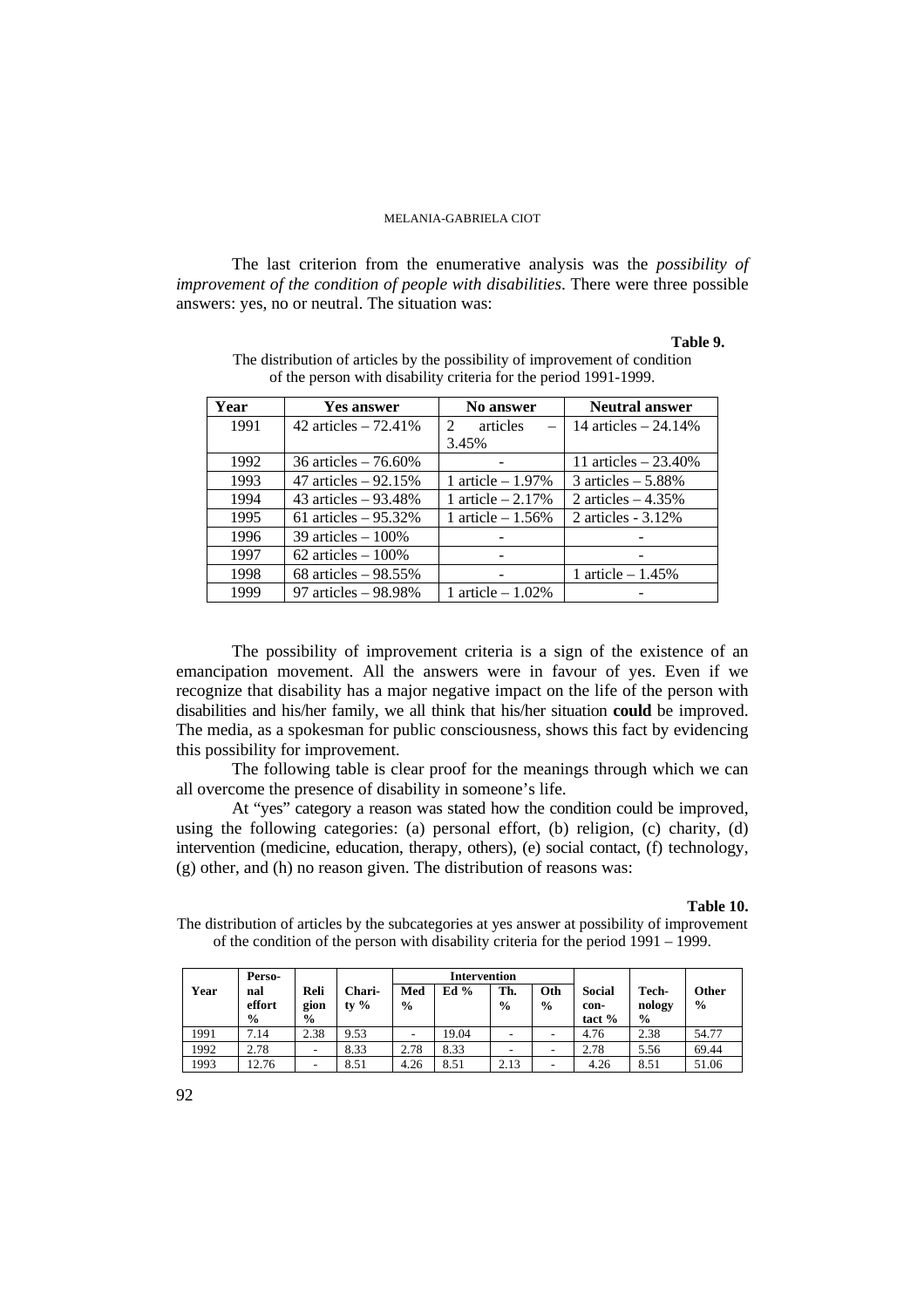The last criterion from the enumerative analysis was the *possibility of improvement of the condition of people with disabilities*. There were three possible answers: yes, no or neutral. The situation was:

**Table 9.**

The distribution of articles by the possibility of improvement of condition of the person with disability criteria for the period 1991-1999.

| Year | Yes answer | No answer | Neutral answer |
|---|---|---|---|
| 1991 | 42 articles – 72.41% | 2 articles – 3.45% | 14 articles – 24.14% |
| 1992 | 36 articles – 76.60% | - | 11 articles – 23.40% |
| 1993 | 47 articles – 92.15% | 1 article – 1.97% | 3 articles – 5.88% |
| 1994 | 43 articles – 93.48% | 1 article – 2.17% | 2 articles – 4.35% |
| 1995 | 61 articles – 95.32% | 1 article – 1.56% | 2 articles - 3.12% |
| 1996 | 39 articles – 100% | - | - |
| 1997 | 62 articles – 100% | - | - |
| 1998 | 68 articles – 98.55% | - | 1 article – 1.45% |
| 1999 | 97 articles – 98.98% | 1 article – 1.02% | - |

The possibility of improvement criteria is a sign of the existence of an emancipation movement. All the answers were in favour of yes. Even if we recognize that disability has a major negative impact on the life of the person with disabilities and his/her family, we all think that his/her situation **could** be improved. The media, as a spokesman for public consciousness, shows this fact by evidencing this possibility for improvement.

The following table is clear proof for the meanings through which we can all overcome the presence of disability in someone's life.

At "yes" category a reason was stated how the condition could be improved, using the following categories: (a) personal effort, (b) religion, (c) charity, (d) intervention (medicine, education, therapy, others), (e) social contact, (f) technology, (g) other, and (h) no reason given. The distribution of reasons was:

**Table 10.**

The distribution of articles by the subcategories at yes answer at possibility of improvement of the condition of the person with disability criteria for the period 1991 – 1999.

| Year | Personal effort % | Religion % | Charity % | Intervention | | | | Social contact % | Technology % | Other % |
|---|---|---|---|---|---|---|---|---|---|---|
| | | | | Med % | Ed % | Th. % | Oth % | | | |
| 1991 | 7.14 | 2.38 | 9.53 | - | 19.04 | - | - | 4.76 | 2.38 | 54.77 |
| 1992 | 2.78 | - | 8.33 | 2.78 | 8.33 | - | - | 2.78 | 5.56 | 69.44 |
| 1993 | 12.76 | - | 8.51 | 4.26 | 8.51 | 2.13 | - | 4.26 | 8.51 | 51.06 |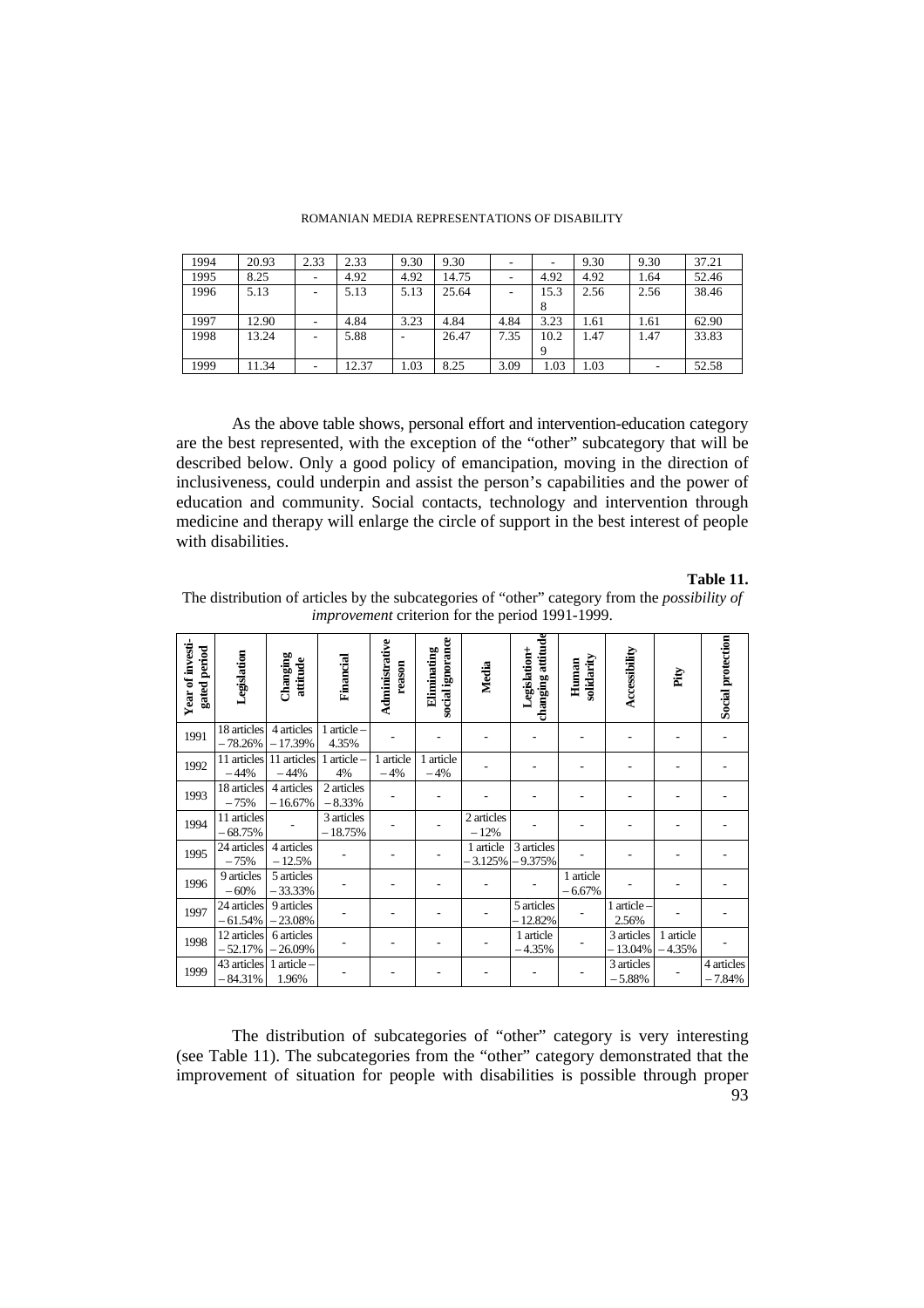| 1994 | 20.93 | 2.33 | 2.33 | 9.30 | 9.30 | - | - | 9.30 | 9.30 | 37.21 |
|---|---|---|---|---|---|---|---|---|---|---|
| 1995 | 8.25 | - | 4.92 | 4.92 | 14.75 | - | 4.92 | 4.92 | 1.64 | 52.46 |
| 1996 | 5.13 | - | 5.13 | 5.13 | 25.64 | - | 15.38 | 2.56 | 2.56 | 38.46 |
| 1997 | 12.90 | - | 4.84 | 3.23 | 4.84 | 4.84 | 3.23 | 1.61 | 1.61 | 62.90 |
| 1998 | 13.24 | - | 5.88 | - | 26.47 | 7.35 | 10.29 | 1.47 | 1.47 | 33.83 |
| 1999 | 11.34 | - | 12.37 | 1.03 | 8.25 | 3.09 | 1.03 | 1.03 | - | 52.58 |

As the above table shows, personal effort and intervention-education category are the best represented, with the exception of the "other" subcategory that will be described below. Only a good policy of emancipation, moving in the direction of inclusiveness, could underpin and assist the person's capabilities and the power of education and community. Social contacts, technology and intervention through medicine and therapy will enlarge the circle of support in the best interest of people with disabilities.

**Table 11.**

The distribution of articles by the subcategories of "other" category from the *possibility of improvement* criterion for the period 1991-1999.

| Year of investigated period | Legislation | Changing attitude | Financial | Administrative reason | Eliminating social ignorance | Media | Legislation+ changing attitude | Human solidarity | Accessibility | Pity | Social protection |
|---|---|---|---|---|---|---|---|---|---|---|---|
| 1991 | 18 articles – 78.26% | 4 articles – 17.39% | 1 article – 4.35% | - | - | - | - | - | - | - | - |
| 1992 | 11 articles – 44% | 11 articles – 44% | 1 article – 4% | 1 article – 4% | 1 article – 4% | - | - | - | - | - | - |
| 1993 | 18 articles – 75% | 4 articles – 16.67% | 2 articles – 8.33% | - | - | - | - | - | - | - | - |
| 1994 | 11 articles – 68.75% | - | 3 articles – 18.75% | - | - | 2 articles – 12% | - | - | - | - | - |
| 1995 | 24 articles – 75% | 4 articles – 12.5% | - | - | - | 1 article – 3.125% | 3 articles – 9.375% | - | - | - | - |
| 1996 | 9 articles – 60% | 5 articles – 33.33% | - | - | - | - | - | 1 article – 6.67% | - | - | - |
| 1997 | 24 articles – 61.54% | 9 articles – 23.08% | - | - | - | - | 5 articles – 12.82% | - | 1 article – 2.56% | - | - |
| 1998 | 12 articles – 52.17% | 6 articles – 26.09% | - | - | - | - | 1 article – 4.35% | - | 3 articles – 13.04% | 1 article – 4.35% | - |
| 1999 | 43 articles – 84.31% | 1 article – 1.96% | - | - | - | - | - | - | 3 articles – 5.88% | - | 4 articles – 7.84% |

The distribution of subcategories of "other" category is very interesting (see Table 11). The subcategories from the "other" category demonstrated that the improvement of situation for people with disabilities is possible through proper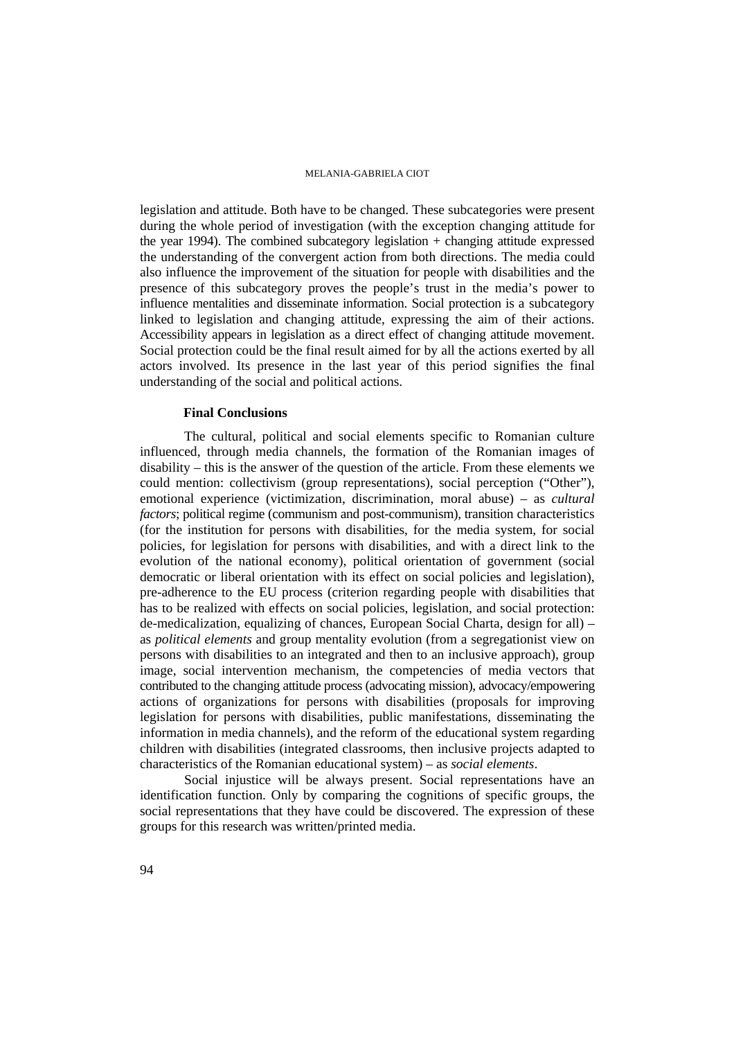legislation and attitude. Both have to be changed. These subcategories were present during the whole period of investigation (with the exception changing attitude for the year 1994). The combined subcategory legislation + changing attitude expressed the understanding of the convergent action from both directions. The media could also influence the improvement of the situation for people with disabilities and the presence of this subcategory proves the people's trust in the media's power to influence mentalities and disseminate information. Social protection is a subcategory linked to legislation and changing attitude, expressing the aim of their actions. Accessibility appears in legislation as a direct effect of changing attitude movement. Social protection could be the final result aimed for by all the actions exerted by all actors involved. Its presence in the last year of this period signifies the final understanding of the social and political actions.

## Final Conclusions

The cultural, political and social elements specific to Romanian culture influenced, through media channels, the formation of the Romanian images of disability – this is the answer of the question of the article. From these elements we could mention: collectivism (group representations), social perception ("Other"), emotional experience (victimization, discrimination, moral abuse) – as *cultural factors*; political regime (communism and post-communism), transition characteristics (for the institution for persons with disabilities, for the media system, for social policies, for legislation for persons with disabilities, and with a direct link to the evolution of the national economy), political orientation of government (social democratic or liberal orientation with its effect on social policies and legislation), pre-adherence to the EU process (criterion regarding people with disabilities that has to be realized with effects on social policies, legislation, and social protection: de-medicalization, equalizing of chances, European Social Charta, design for all) – as *political elements* and group mentality evolution (from a segregationist view on persons with disabilities to an integrated and then to an inclusive approach), group image, social intervention mechanism, the competencies of media vectors that contributed to the changing attitude process (advocating mission), advocacy/empowering actions of organizations for persons with disabilities (proposals for improving legislation for persons with disabilities, public manifestations, disseminating the information in media channels), and the reform of the educational system regarding children with disabilities (integrated classrooms, then inclusive projects adapted to characteristics of the Romanian educational system) – as *social elements*.

Social injustice will be always present. Social representations have an identification function. Only by comparing the cognitions of specific groups, the social representations that they have could be discovered. The expression of these groups for this research was written/printed media.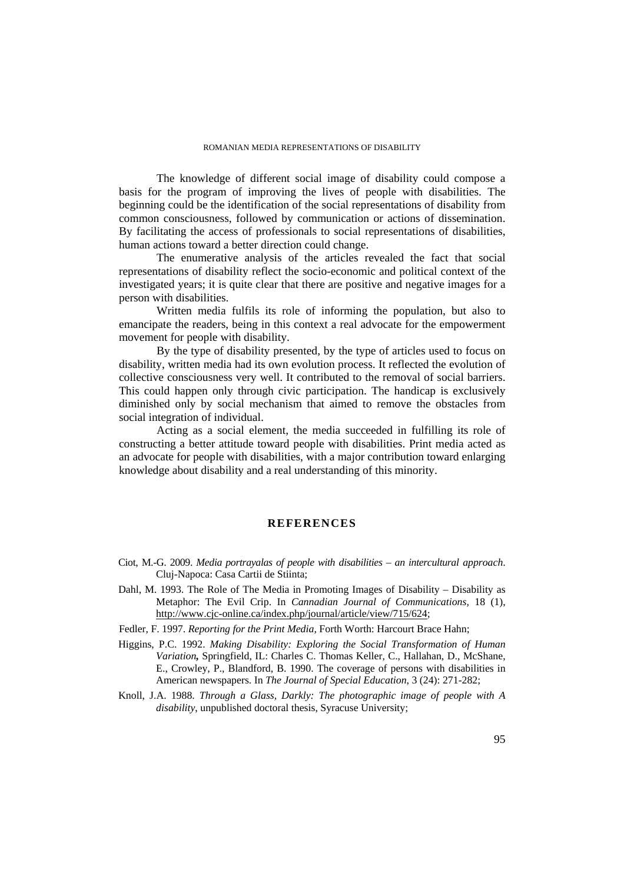The knowledge of different social image of disability could compose a basis for the program of improving the lives of people with disabilities. The beginning could be the identification of the social representations of disability from common consciousness, followed by communication or actions of dissemination. By facilitating the access of professionals to social representations of disabilities, human actions toward a better direction could change.

The enumerative analysis of the articles revealed the fact that social representations of disability reflect the socio-economic and political context of the investigated years; it is quite clear that there are positive and negative images for a person with disabilities.

Written media fulfils its role of informing the population, but also to emancipate the readers, being in this context a real advocate for the empowerment movement for people with disability.

By the type of disability presented, by the type of articles used to focus on disability, written media had its own evolution process. It reflected the evolution of collective consciousness very well. It contributed to the removal of social barriers. This could happen only through civic participation. The handicap is exclusively diminished only by social mechanism that aimed to remove the obstacles from social integration of individual.

Acting as a social element, the media succeeded in fulfilling its role of constructing a better attitude toward people with disabilities. Print media acted as an advocate for people with disabilities, with a major contribution toward enlarging knowledge about disability and a real understanding of this minority.

## REFERENCES

Ciot, M.-G. 2009. *Media portrayalas of people with disabilities – an intercultural approach*. Cluj-Napoca: Casa Cartii de Stiinta;

Dahl, M. 1993. The Role of The Media in Promoting Images of Disability – Disability as Metaphor: The Evil Crip. In *Cannadian Journal of Communications*, 18 (1), http://www.cjc-online.ca/index.php/journal/article/view/715/624;

Fedler, F. 1997. *Reporting for the Print Media*, Forth Worth: Harcourt Brace Hahn;

Higgins, P.C. 1992. *Making Disability: Exploring the Social Transformation of Human Variation*, Springfield, IL: Charles C. Thomas Keller, C., Hallahan, D., McShane, E., Crowley, P., Blandford, B. 1990. The coverage of persons with disabilities in American newspapers. In *The Journal of Special Education*, 3 (24): 271-282;

Knoll, J.A. 1988. *Through a Glass, Darkly: The photographic image of people with A disability*, unpublished doctoral thesis, Syracuse University;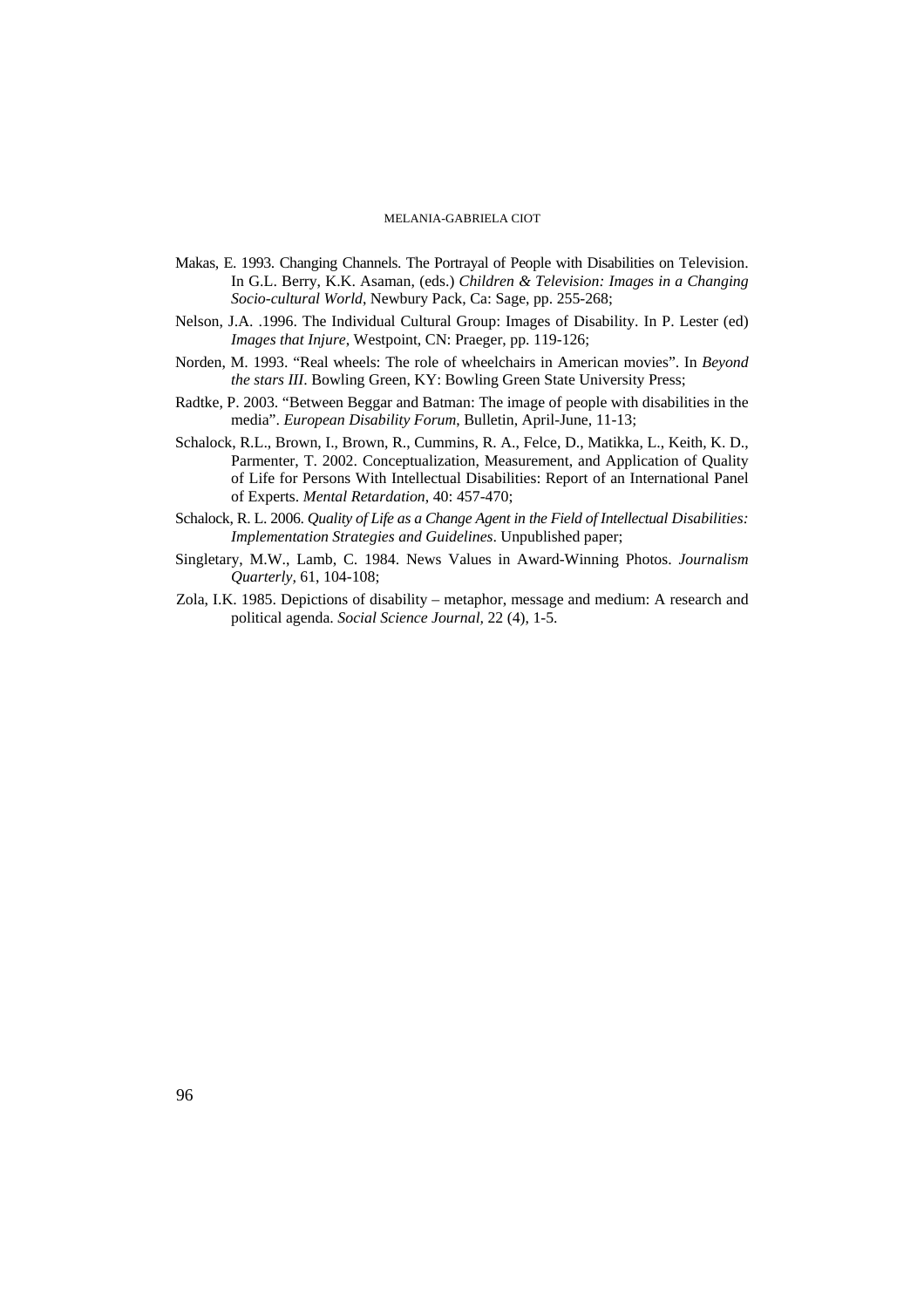Makas, E. 1993. Changing Channels. The Portrayal of People with Disabilities on Television. In G.L. Berry, K.K. Asaman, (eds.) *Children & Television: Images in a Changing Socio-cultural World*, Newbury Pack, Ca: Sage, pp. 255-268;

Nelson, J.A. .1996. The Individual Cultural Group: Images of Disability. In P. Lester (ed) *Images that Injure*, Westpoint, CN: Praeger, pp. 119-126;

Norden, M. 1993. "Real wheels: The role of wheelchairs in American movies". In *Beyond the stars III*. Bowling Green, KY: Bowling Green State University Press;

Radtke, P. 2003. "Between Beggar and Batman: The image of people with disabilities in the media". *European Disability Forum*, Bulletin, April-June, 11-13;

Schalock, R.L., Brown, I., Brown, R., Cummins, R. A., Felce, D., Matikka, L., Keith, K. D., Parmenter, T. 2002. Conceptualization, Measurement, and Application of Quality of Life for Persons With Intellectual Disabilities: Report of an International Panel of Experts. *Mental Retardation*, 40: 457-470;

Schalock, R. L. 2006. *Quality of Life as a Change Agent in the Field of Intellectual Disabilities: Implementation Strategies and Guidelines*. Unpublished paper;

Singletary, M.W., Lamb, C. 1984. News Values in Award-Winning Photos. *Journalism Quarterly*, 61, 104-108;

Zola, I.K. 1985. Depictions of disability – metaphor, message and medium: A research and political agenda. *Social Science Journal*, 22 (4), 1-5.